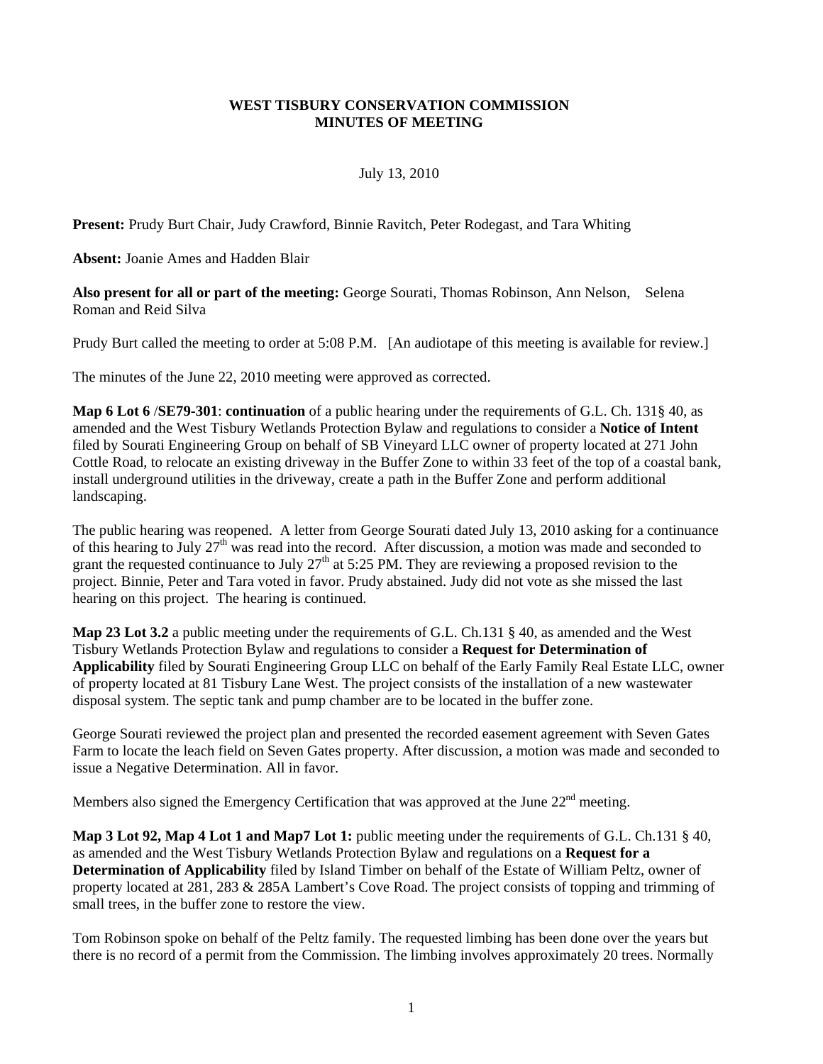# WEST TISBURY CONSERVATION COMMISSION
## MINUTES OF MEETING

July 13, 2010

**Present:** Prudy Burt Chair, Judy Crawford, Binnie Ravitch, Peter Rodegast, and Tara Whiting

**Absent:** Joanie Ames and Hadden Blair

**Also present for all or part of the meeting:** George Sourati, Thomas Robinson, Ann Nelson, Selena Roman and Reid Silva

Prudy Burt called the meeting to order at 5:08 P.M. [An audiotape of this meeting is available for review.]

The minutes of the June 22, 2010 meeting were approved as corrected.

**Map 6 Lot 6** /**SE79-301**: **continuation** of a public hearing under the requirements of G.L. Ch. 131§ 40, as amended and the West Tisbury Wetlands Protection Bylaw and regulations to consider a **Notice of Intent** filed by Sourati Engineering Group on behalf of SB Vineyard LLC owner of property located at 271 John Cottle Road, to relocate an existing driveway in the Buffer Zone to within 33 feet of the top of a coastal bank, install underground utilities in the driveway, create a path in the Buffer Zone and perform additional landscaping.

The public hearing was reopened. A letter from George Sourati dated July 13, 2010 asking for a continuance of this hearing to July 27th was read into the record. After discussion, a motion was made and seconded to grant the requested continuance to July 27th at 5:25 PM. They are reviewing a proposed revision to the project. Binnie, Peter and Tara voted in favor. Prudy abstained. Judy did not vote as she missed the last hearing on this project. The hearing is continued.

**Map 23 Lot 3.2** a public meeting under the requirements of G.L. Ch.131 § 40, as amended and the West Tisbury Wetlands Protection Bylaw and regulations to consider a **Request for Determination of Applicability** filed by Sourati Engineering Group LLC on behalf of the Early Family Real Estate LLC, owner of property located at 81 Tisbury Lane West. The project consists of the installation of a new wastewater disposal system. The septic tank and pump chamber are to be located in the buffer zone.

George Sourati reviewed the project plan and presented the recorded easement agreement with Seven Gates Farm to locate the leach field on Seven Gates property. After discussion, a motion was made and seconded to issue a Negative Determination. All in favor.

Members also signed the Emergency Certification that was approved at the June 22nd meeting.

**Map 3 Lot 92, Map 4 Lot 1 and Map7 Lot 1:** public meeting under the requirements of G.L. Ch.131 § 40, as amended and the West Tisbury Wetlands Protection Bylaw and regulations on a **Request for a Determination of Applicability** filed by Island Timber on behalf of the Estate of William Peltz, owner of property located at 281, 283 & 285A Lambert's Cove Road. The project consists of topping and trimming of small trees, in the buffer zone to restore the view.

Tom Robinson spoke on behalf of the Peltz family. The requested limbing has been done over the years but there is no record of a permit from the Commission. The limbing involves approximately 20 trees. Normally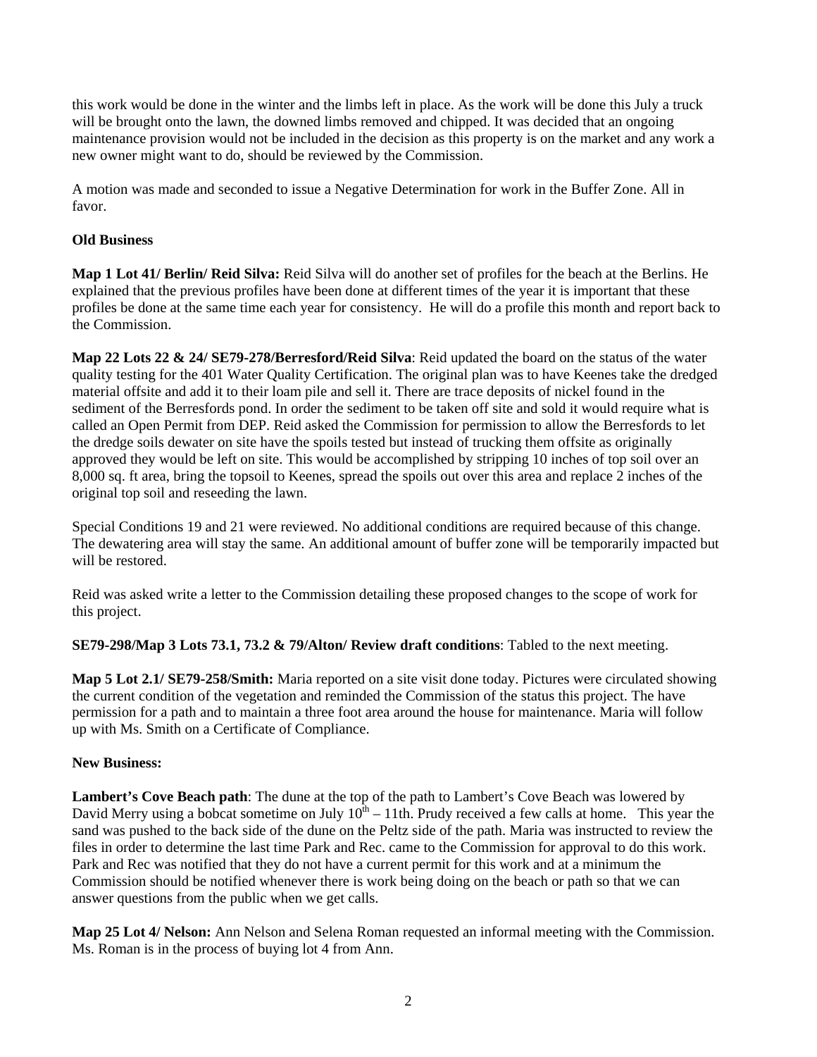this work would be done in the winter and the limbs left in place. As the work will be done this July a truck will be brought onto the lawn, the downed limbs removed and chipped. It was decided that an ongoing maintenance provision would not be included in the decision as this property is on the market and any work a new owner might want to do, should be reviewed by the Commission.

A motion was made and seconded to issue a Negative Determination for work in the Buffer Zone. All in favor.

**Old Business**

**Map 1 Lot 41/ Berlin/ Reid Silva:** Reid Silva will do another set of profiles for the beach at the Berlins. He explained that the previous profiles have been done at different times of the year it is important that these profiles be done at the same time each year for consistency. He will do a profile this month and report back to the Commission.

**Map 22 Lots 22 & 24/ SE79-278/Berresford/Reid Silva**: Reid updated the board on the status of the water quality testing for the 401 Water Quality Certification. The original plan was to have Keenes take the dredged material offsite and add it to their loam pile and sell it. There are trace deposits of nickel found in the sediment of the Berresfords pond. In order the sediment to be taken off site and sold it would require what is called an Open Permit from DEP. Reid asked the Commission for permission to allow the Berresfords to let the dredge soils dewater on site have the spoils tested but instead of trucking them offsite as originally approved they would be left on site. This would be accomplished by stripping 10 inches of top soil over an 8,000 sq. ft area, bring the topsoil to Keenes, spread the spoils out over this area and replace 2 inches of the original top soil and reseeding the lawn.

Special Conditions 19 and 21 were reviewed. No additional conditions are required because of this change. The dewatering area will stay the same. An additional amount of buffer zone will be temporarily impacted but will be restored.

Reid was asked write a letter to the Commission detailing these proposed changes to the scope of work for this project.

**SE79-298/Map 3 Lots 73.1, 73.2 & 79/Alton/ Review draft conditions**: Tabled to the next meeting.

**Map 5 Lot 2.1/ SE79-258/Smith:** Maria reported on a site visit done today. Pictures were circulated showing the current condition of the vegetation and reminded the Commission of the status this project. The have permission for a path and to maintain a three foot area around the house for maintenance. Maria will follow up with Ms. Smith on a Certificate of Compliance.

**New Business:**

**Lambert's Cove Beach path**: The dune at the top of the path to Lambert's Cove Beach was lowered by David Merry using a bobcat sometime on July 10th – 11th. Prudy received a few calls at home. This year the sand was pushed to the back side of the dune on the Peltz side of the path. Maria was instructed to review the files in order to determine the last time Park and Rec. came to the Commission for approval to do this work. Park and Rec was notified that they do not have a current permit for this work and at a minimum the Commission should be notified whenever there is work being doing on the beach or path so that we can answer questions from the public when we get calls.

**Map 25 Lot 4/ Nelson:** Ann Nelson and Selena Roman requested an informal meeting with the Commission. Ms. Roman is in the process of buying lot 4 from Ann.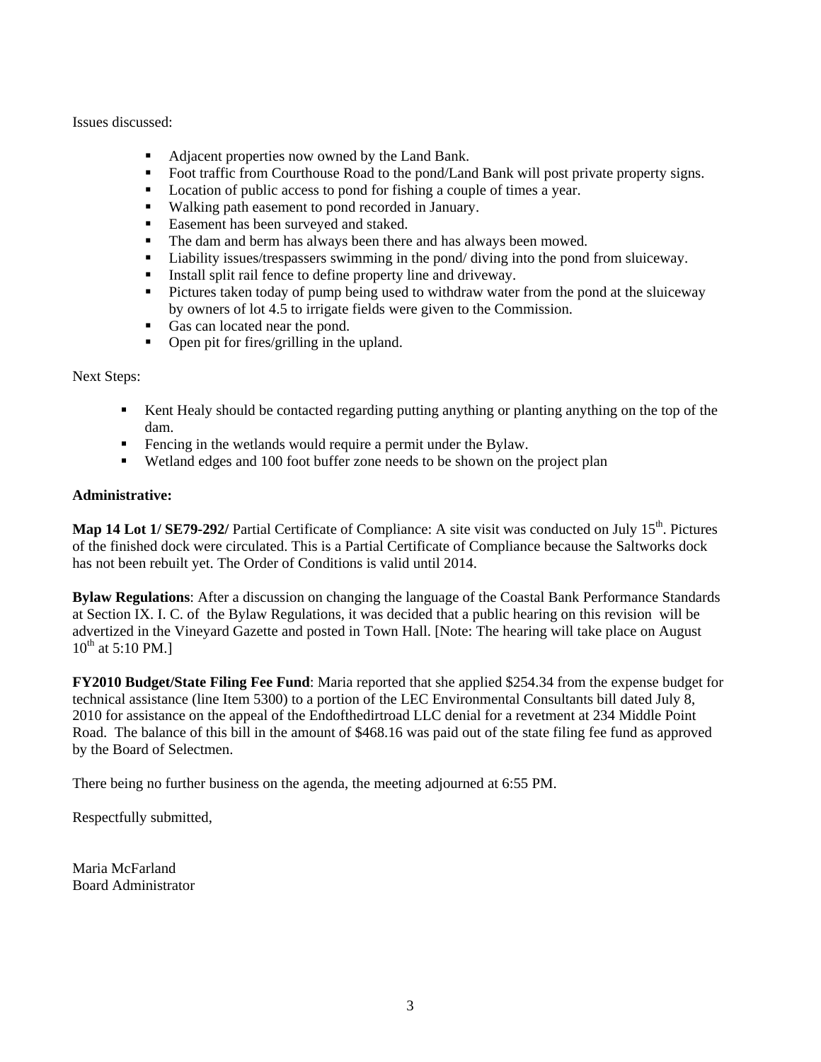Issues discussed:

- Adjacent properties now owned by the Land Bank.
- Foot traffic from Courthouse Road to the pond/Land Bank will post private property signs.
- Location of public access to pond for fishing a couple of times a year.
- Walking path easement to pond recorded in January.
- Easement has been surveyed and staked.
- The dam and berm has always been there and has always been mowed.
- Liability issues/trespassers swimming in the pond/ diving into the pond from sluiceway.
- Install split rail fence to define property line and driveway.
- Pictures taken today of pump being used to withdraw water from the pond at the sluiceway by owners of lot 4.5 to irrigate fields were given to the Commission.
- Gas can located near the pond.
- Open pit for fires/grilling in the upland.

Next Steps:

- Kent Healy should be contacted regarding putting anything or planting anything on the top of the dam.
- Fencing in the wetlands would require a permit under the Bylaw.
- Wetland edges and 100 foot buffer zone needs to be shown on the project plan

**Administrative:**

**Map 14 Lot 1/ SE79-292/** Partial Certificate of Compliance: A site visit was conducted on July 15th. Pictures of the finished dock were circulated. This is a Partial Certificate of Compliance because the Saltworks dock has not been rebuilt yet. The Order of Conditions is valid until 2014.

**Bylaw Regulations**: After a discussion on changing the language of the Coastal Bank Performance Standards at Section IX. I. C. of the Bylaw Regulations, it was decided that a public hearing on this revision will be advertized in the Vineyard Gazette and posted in Town Hall. [Note: The hearing will take place on August 10th at 5:10 PM.]

**FY2010 Budget/State Filing Fee Fund**: Maria reported that she applied $254.34 from the expense budget for technical assistance (line Item 5300) to a portion of the LEC Environmental Consultants bill dated July 8, 2010 for assistance on the appeal of the Endofthedirtroad LLC denial for a revetment at 234 Middle Point Road. The balance of this bill in the amount of $468.16 was paid out of the state filing fee fund as approved by the Board of Selectmen.

There being no further business on the agenda, the meeting adjourned at 6:55 PM.

Respectfully submitted,

Maria McFarland
Board Administrator